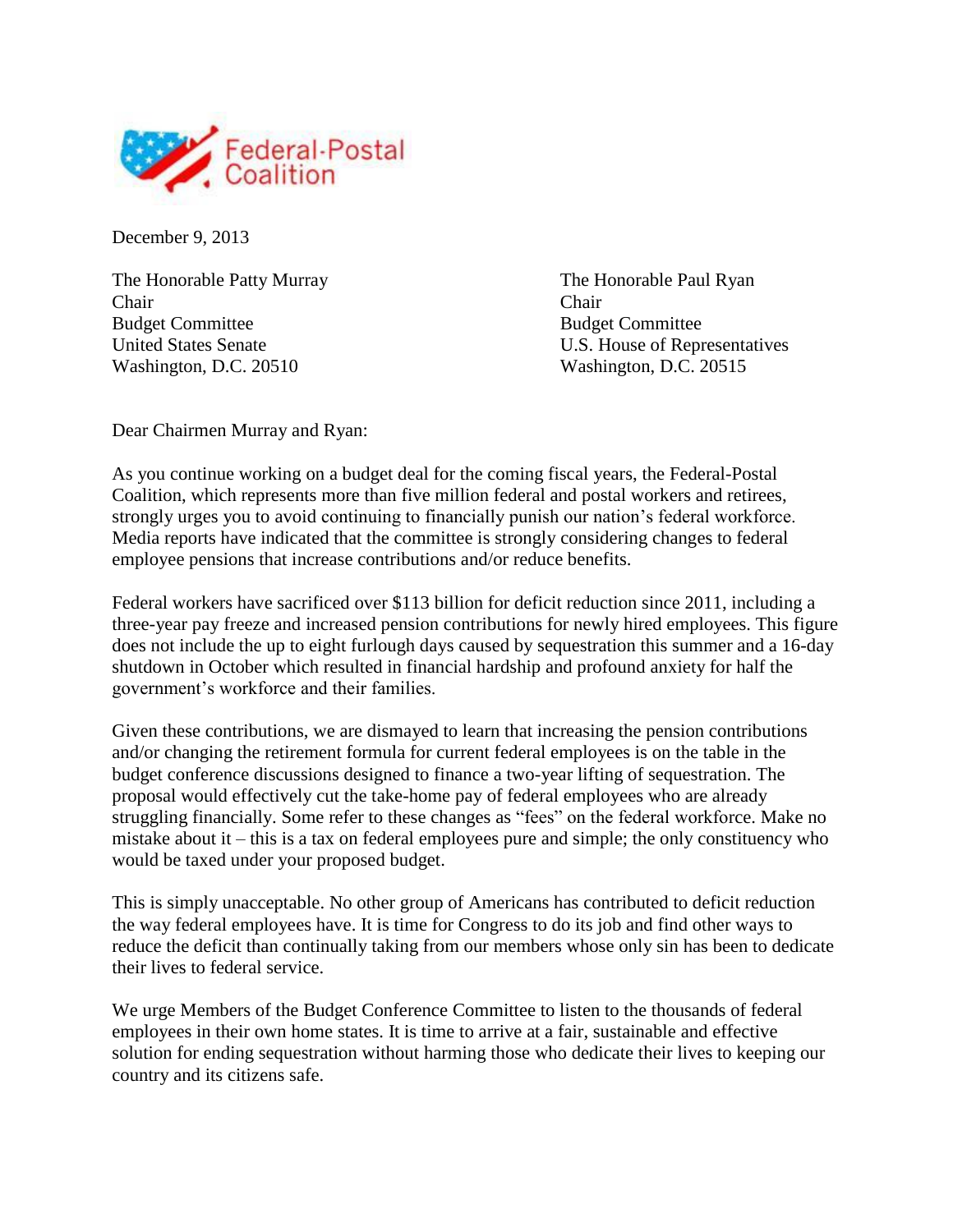Federal-Postal Coalition

December 9, 2013

The Honorable Patty Murray
Chair
Budget Committee
United States Senate
Washington, D.C. 20510

The Honorable Paul Ryan
Chair
Budget Committee
U.S. House of Representatives
Washington, D.C. 20515

Dear Chairmen Murray and Ryan:

As you continue working on a budget deal for the coming fiscal years, the Federal-Postal Coalition, which represents more than five million federal and postal workers and retirees, strongly urges you to avoid continuing to financially punish our nation's federal workforce. Media reports have indicated that the committee is strongly considering changes to federal employee pensions that increase contributions and/or reduce benefits.

Federal workers have sacrificed over $113 billion for deficit reduction since 2011, including a three-year pay freeze and increased pension contributions for newly hired employees. This figure does not include the up to eight furlough days caused by sequestration this summer and a 16-day shutdown in October which resulted in financial hardship and profound anxiety for half the government's workforce and their families.

Given these contributions, we are dismayed to learn that increasing the pension contributions and/or changing the retirement formula for current federal employees is on the table in the budget conference discussions designed to finance a two-year lifting of sequestration. The proposal would effectively cut the take-home pay of federal employees who are already struggling financially. Some refer to these changes as "fees" on the federal workforce. Make no mistake about it – this is a tax on federal employees pure and simple; the only constituency who would be taxed under your proposed budget.

This is simply unacceptable. No other group of Americans has contributed to deficit reduction the way federal employees have. It is time for Congress to do its job and find other ways to reduce the deficit than continually taking from our members whose only sin has been to dedicate their lives to federal service.

We urge Members of the Budget Conference Committee to listen to the thousands of federal employees in their own home states. It is time to arrive at a fair, sustainable and effective solution for ending sequestration without harming those who dedicate their lives to keeping our country and its citizens safe.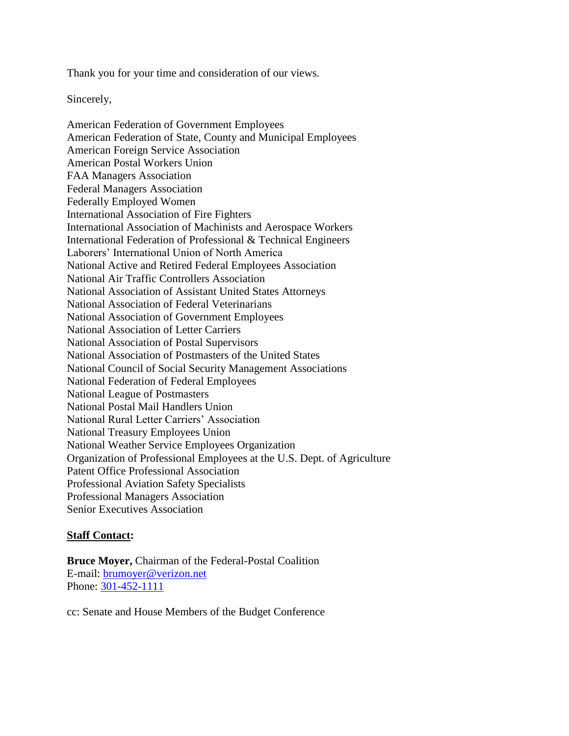Thank you for your time and consideration of our views.

Sincerely,

American Federation of Government Employees
American Federation of State, County and Municipal Employees
American Foreign Service Association
American Postal Workers Union
FAA Managers Association
Federal Managers Association
Federally Employed Women
International Association of Fire Fighters
International Association of Machinists and Aerospace Workers
International Federation of Professional & Technical Engineers
Laborers' International Union of North America
National Active and Retired Federal Employees Association
National Air Traffic Controllers Association
National Association of Assistant United States Attorneys
National Association of Federal Veterinarians
National Association of Government Employees
National Association of Letter Carriers
National Association of Postal Supervisors
National Association of Postmasters of the United States
National Council of Social Security Management Associations
National Federation of Federal Employees
National League of Postmasters
National Postal Mail Handlers Union
National Rural Letter Carriers' Association
National Treasury Employees Union
National Weather Service Employees Organization
Organization of Professional Employees at the U.S. Dept. of Agriculture
Patent Office Professional Association
Professional Aviation Safety Specialists
Professional Managers Association
Senior Executives Association

**Staff Contact:**

**Bruce Moyer,** Chairman of the Federal-Postal Coalition
E-mail: brumoyer@verizon.net
Phone: 301-452-1111

cc: Senate and House Members of the Budget Conference